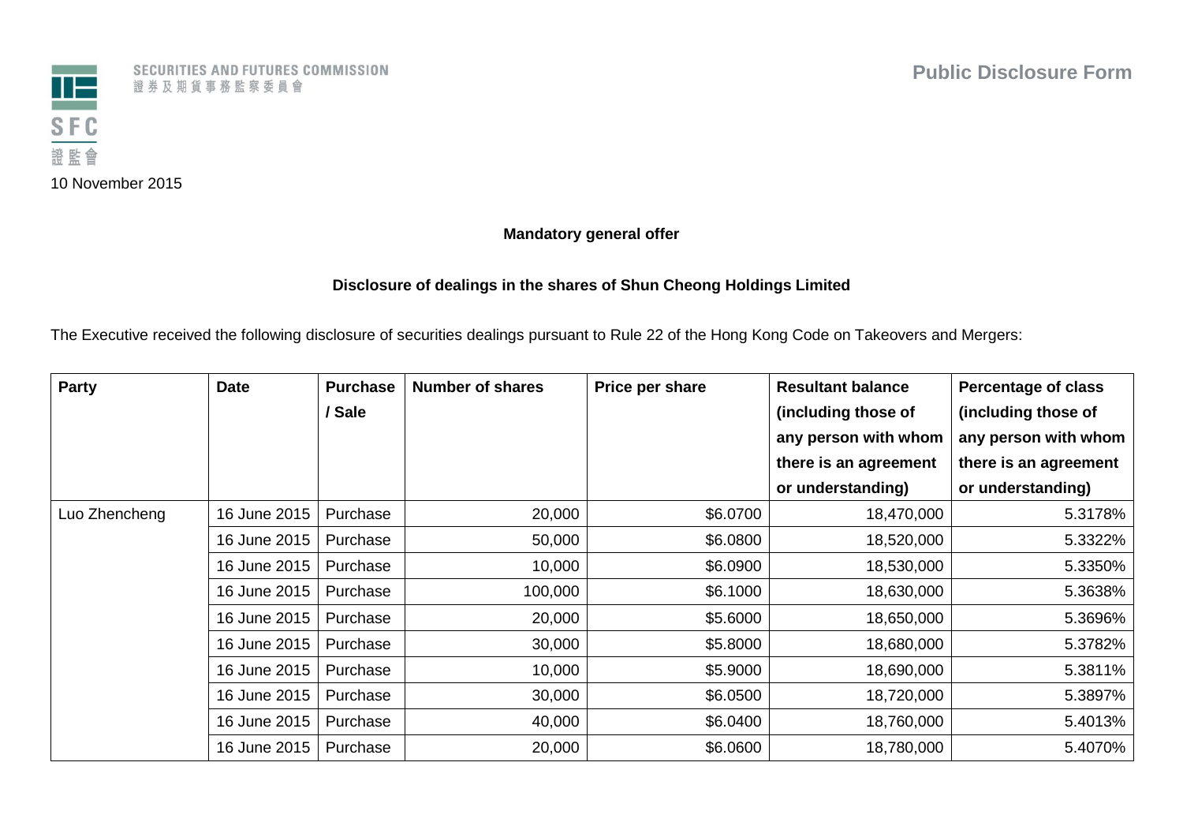SECURITIES AND FUTURES COMMISSION
證券及期貨事務監察委員會

SFC
證監會

**Public Disclosure Form**

10 November 2015

**Mandatory general offer**

**Disclosure of dealings in the shares of Shun Cheong Holdings Limited**

The Executive received the following disclosure of securities dealings pursuant to Rule 22 of the Hong Kong Code on Takeovers and Mergers:

| Party | Date | Purchase / Sale | Number of shares | Price per share | Resultant balance (including those of any person with whom there is an agreement or understanding) | Percentage of class (including those of any person with whom there is an agreement or understanding) |
|---|---|---|---|---|---|---|
| Luo Zhencheng | 16 June 2015 | Purchase | 20,000 | $6.0700 | 18,470,000 | 5.3178% |
| | 16 June 2015 | Purchase | 50,000 | $6.0800 | 18,520,000 | 5.3322% |
| | 16 June 2015 | Purchase | 10,000 | $6.0900 | 18,530,000 | 5.3350% |
| | 16 June 2015 | Purchase | 100,000 | $6.1000 | 18,630,000 | 5.3638% |
| | 16 June 2015 | Purchase | 20,000 | $5.6000 | 18,650,000 | 5.3696% |
| | 16 June 2015 | Purchase | 30,000 | $5.8000 | 18,680,000 | 5.3782% |
| | 16 June 2015 | Purchase | 10,000 | $5.9000 | 18,690,000 | 5.3811% |
| | 16 June 2015 | Purchase | 30,000 | $6.0500 | 18,720,000 | 5.3897% |
| | 16 June 2015 | Purchase | 40,000 | $6.0400 | 18,760,000 | 5.4013% |
| | 16 June 2015 | Purchase | 20,000 | $6.0600 | 18,780,000 | 5.4070% |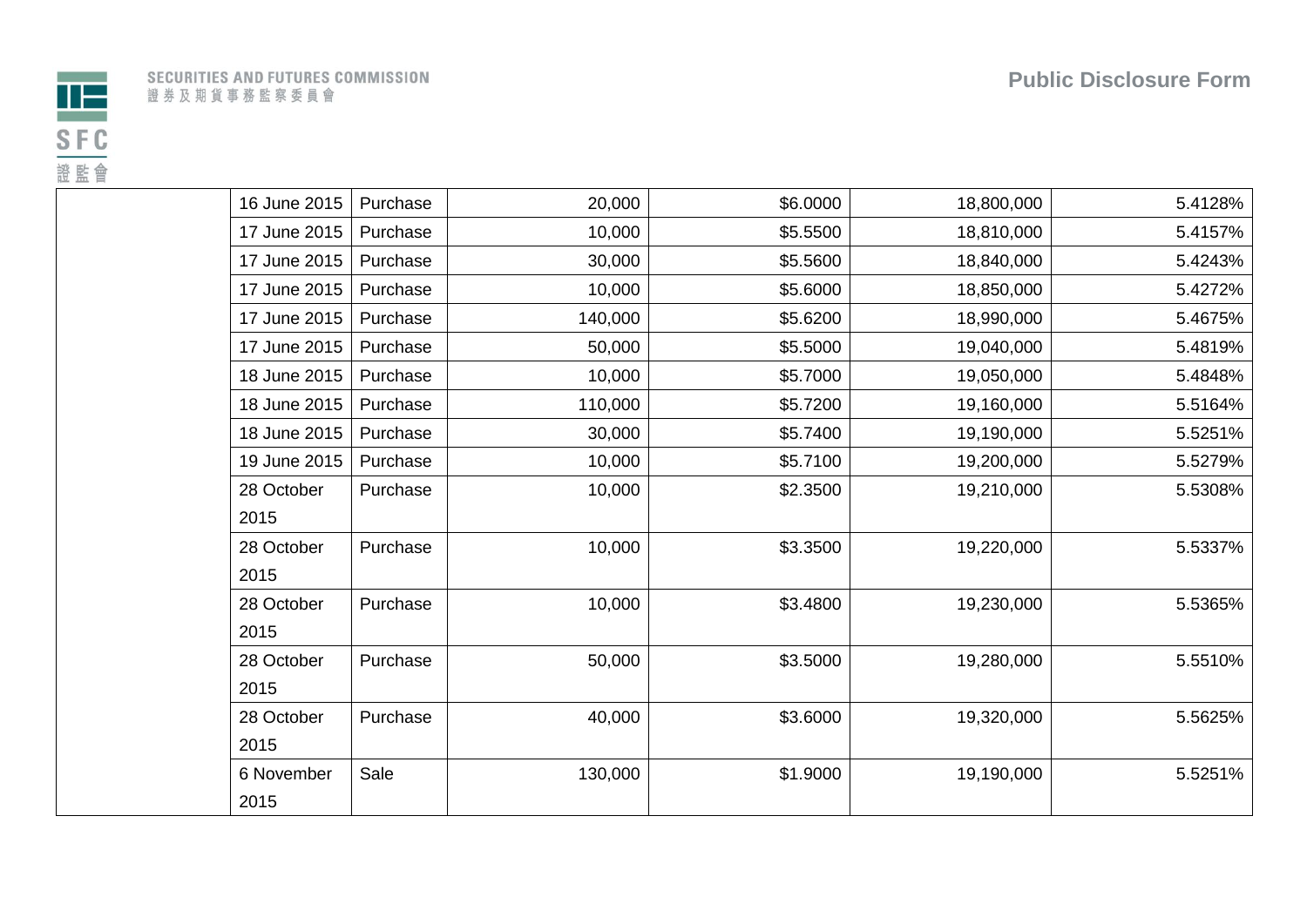| | | | | | | |
|---|---|---|---|---|---|---|
| | 16 June 2015 | Purchase | 20,000 | $6.0000 | 18,800,000 | 5.4128% |
| | 17 June 2015 | Purchase | 10,000 | $5.5500 | 18,810,000 | 5.4157% |
| | 17 June 2015 | Purchase | 30,000 | $5.5600 | 18,840,000 | 5.4243% |
| | 17 June 2015 | Purchase | 10,000 | $5.6000 | 18,850,000 | 5.4272% |
| | 17 June 2015 | Purchase | 140,000 | $5.6200 | 18,990,000 | 5.4675% |
| | 17 June 2015 | Purchase | 50,000 | $5.5000 | 19,040,000 | 5.4819% |
| | 18 June 2015 | Purchase | 10,000 | $5.7000 | 19,050,000 | 5.4848% |
| | 18 June 2015 | Purchase | 110,000 | $5.7200 | 19,160,000 | 5.5164% |
| | 18 June 2015 | Purchase | 30,000 | $5.7400 | 19,190,000 | 5.5251% |
| | 19 June 2015 | Purchase | 10,000 | $5.7100 | 19,200,000 | 5.5279% |
| | 28 October 2015 | Purchase | 10,000 | $2.3500 | 19,210,000 | 5.5308% |
| | 28 October 2015 | Purchase | 10,000 | $3.3500 | 19,220,000 | 5.5337% |
| | 28 October 2015 | Purchase | 10,000 | $3.4800 | 19,230,000 | 5.5365% |
| | 28 October 2015 | Purchase | 50,000 | $3.5000 | 19,280,000 | 5.5510% |
| | 28 October 2015 | Purchase | 40,000 | $3.6000 | 19,320,000 | 5.5625% |
| | 6 November 2015 | Sale | 130,000 | $1.9000 | 19,190,000 | 5.5251% |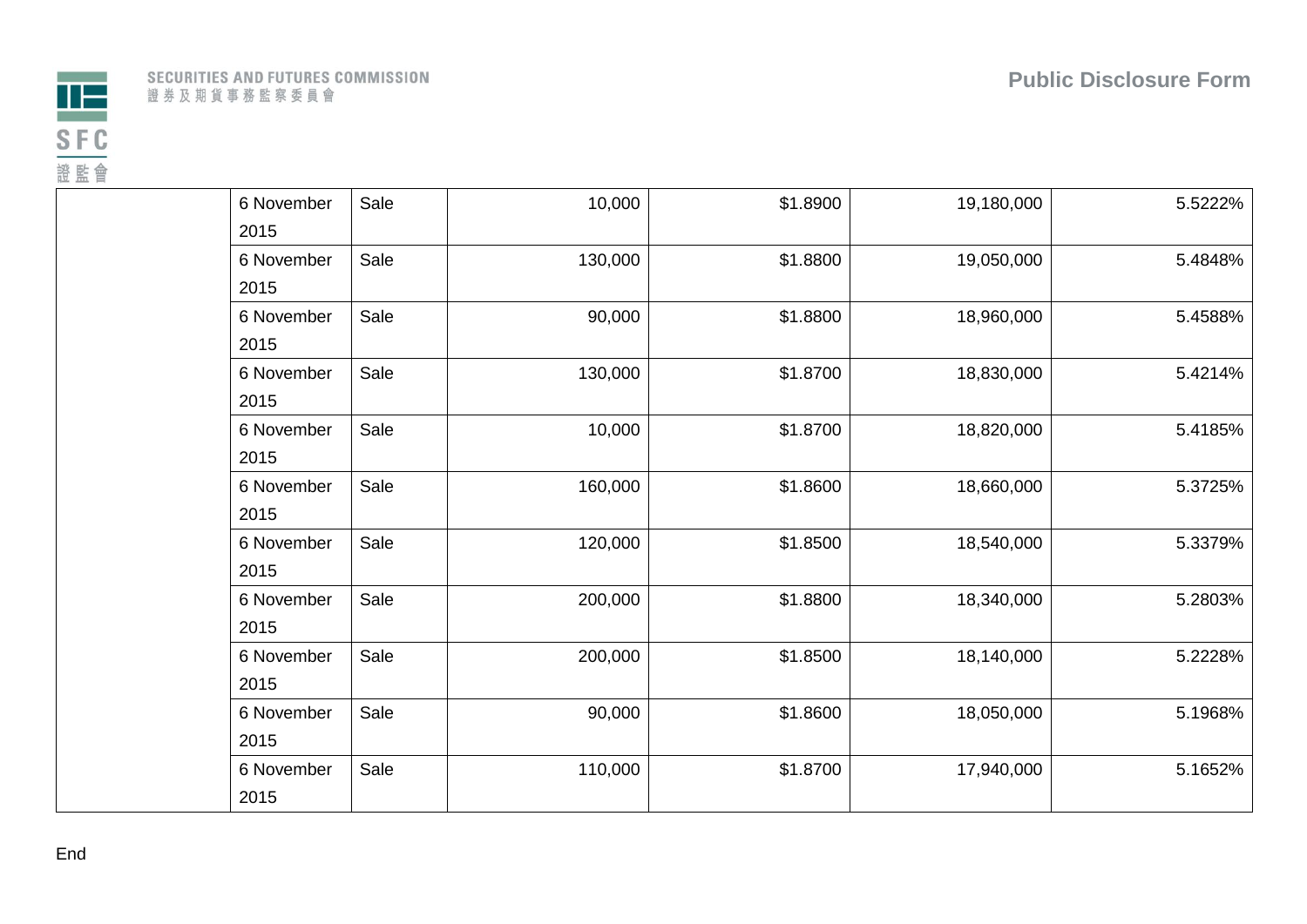|  | 6 November 2015 | Sale | 10,000 | $1.8900 | 19,180,000 | 5.5222% |
|---|---|---|---|---|---|---|
|  | 6 November 2015 | Sale | 130,000 | $1.8800 | 19,050,000 | 5.4848% |
|  | 6 November 2015 | Sale | 90,000 | $1.8800 | 18,960,000 | 5.4588% |
|  | 6 November 2015 | Sale | 130,000 | $1.8700 | 18,830,000 | 5.4214% |
|  | 6 November 2015 | Sale | 10,000 | $1.8700 | 18,820,000 | 5.4185% |
|  | 6 November 2015 | Sale | 160,000 | $1.8600 | 18,660,000 | 5.3725% |
|  | 6 November 2015 | Sale | 120,000 | $1.8500 | 18,540,000 | 5.3379% |
|  | 6 November 2015 | Sale | 200,000 | $1.8800 | 18,340,000 | 5.2803% |
|  | 6 November 2015 | Sale | 200,000 | $1.8500 | 18,140,000 | 5.2228% |
|  | 6 November 2015 | Sale | 90,000 | $1.8600 | 18,050,000 | 5.1968% |
|  | 6 November 2015 | Sale | 110,000 | $1.8700 | 17,940,000 | 5.1652% |

End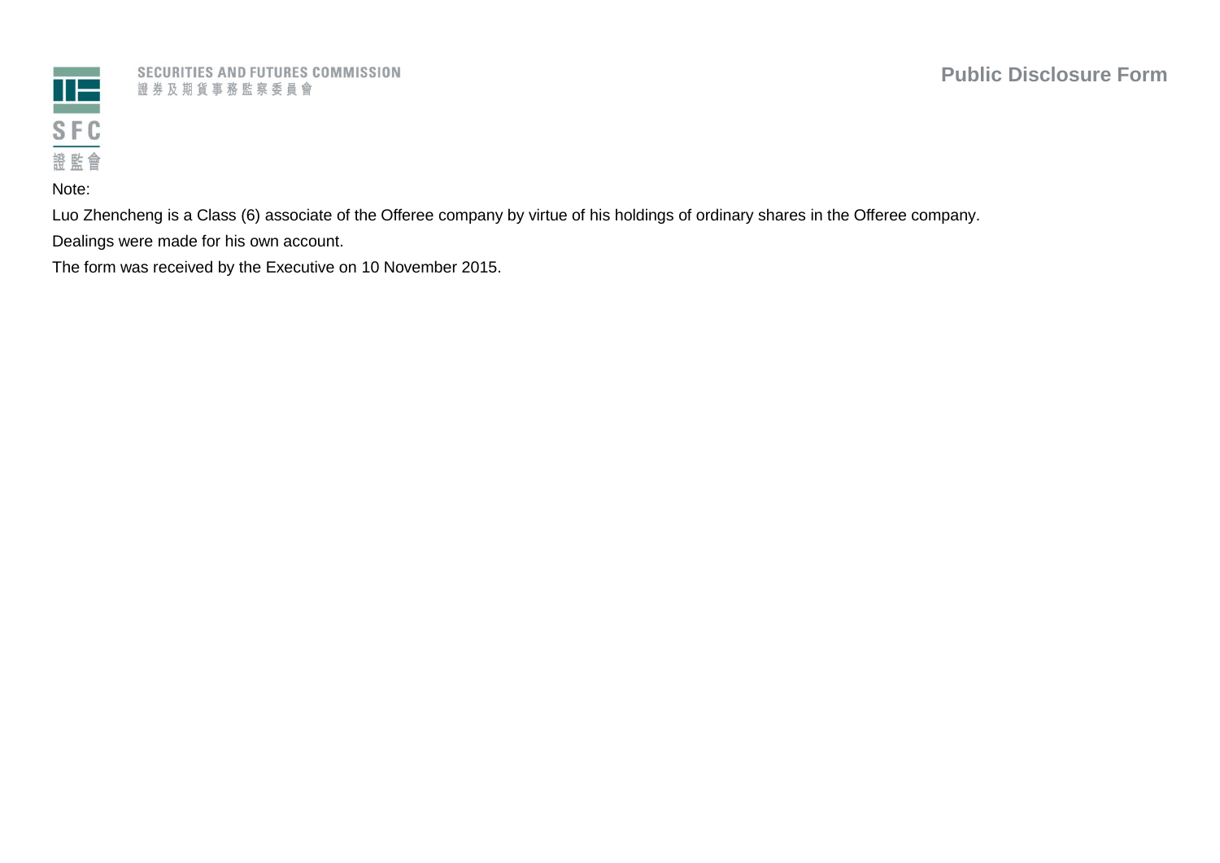Note:

Luo Zhencheng is a Class (6) associate of the Offeree company by virtue of his holdings of ordinary shares in the Offeree company.

Dealings were made for his own account.

The form was received by the Executive on 10 November 2015.